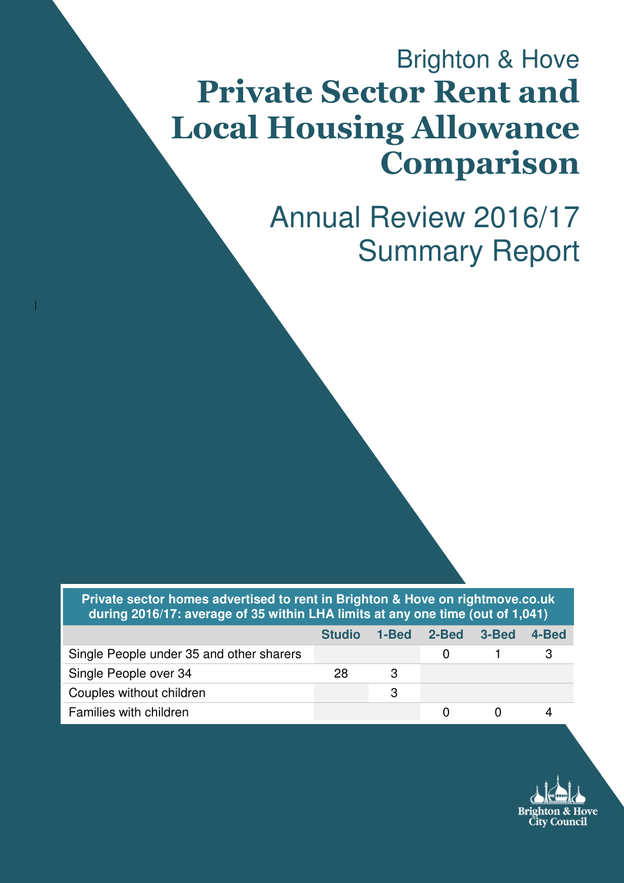Brighton & Hove

# Private Sector Rent and Local Housing Allowance Comparison

## Annual Review 2016/17 Summary Report

| Private sector homes advertised to rent in Brighton & Hove on rightmove.co.uk during 2016/17: average of 35 within LHA limits at any one time (out of 1,041) | | | | | |
|---|---|---|---|---|---|
| | **Studio** | **1-Bed** | **2-Bed** | **3-Bed** | **4-Bed** |
| Single People under 35 and other sharers | | | 0 | 1 | 3 |
| Single People over 34 | 28 | 3 | | | |
| Couples without children | | 3 | | | |
| Families with children | | | 0 | 0 | 4 |

Brighton & Hove City Council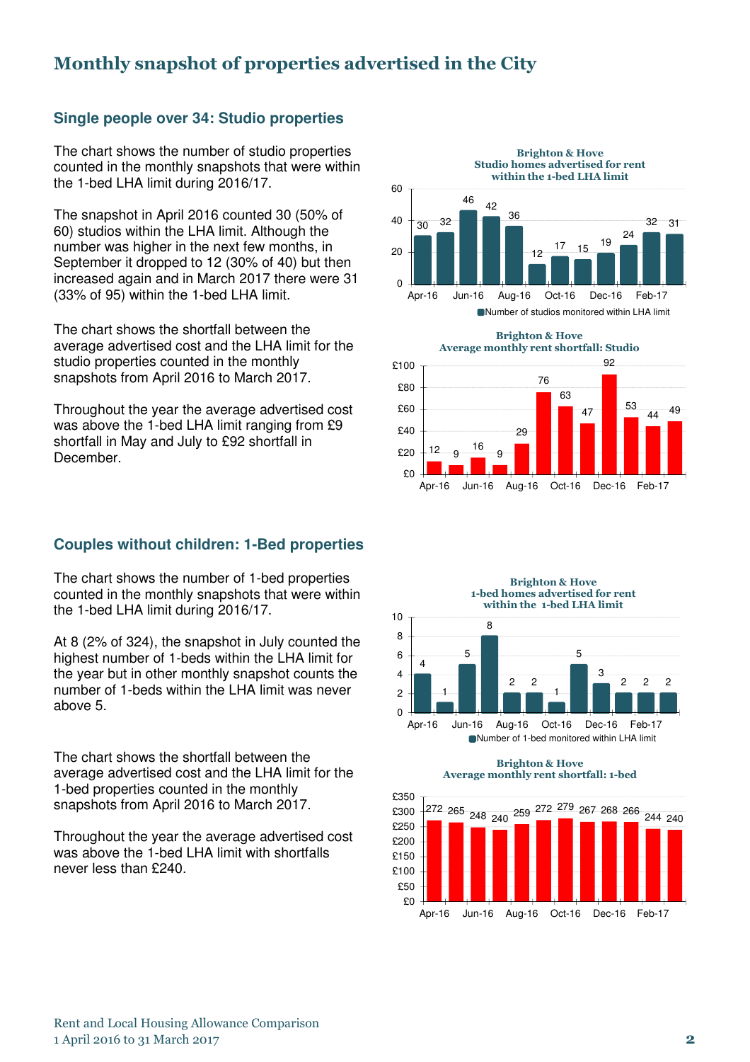## Monthly snapshot of properties advertised in the City

### Single people over 34: Studio properties

The chart shows the number of studio properties counted in the monthly snapshots that were within the 1-bed LHA limit during 2016/17.

The snapshot in April 2016 counted 30 (50% of 60) studios within the LHA limit. Although the number was higher in the next few months, in September it dropped to 12 (30% of 40) but then increased again and in March 2017 there were 31 (33% of 95) within the 1-bed LHA limit.

**Brighton & Hove Studio homes advertised for rent within the 1-bed LHA limit**

| Month | Number of studios monitored within LHA limit |
|---|---|
| Apr-16 | 30 |
| May-16 | 32 |
| Jun-16 | 46 |
| Jul-16 | 42 |
| Aug-16 | 36 |
| Sep-16 | 12 |
| Oct-16 | 17 |
| Nov-16 | 15 |
| Dec-16 | 19 |
| Jan-17 | 24 |
| Feb-17 | 32 |
| Mar-17 | 31 |

The chart shows the shortfall between the average advertised cost and the LHA limit for the studio properties counted in the monthly snapshots from April 2016 to March 2017.

Throughout the year the average advertised cost was above the 1-bed LHA limit ranging from £9 shortfall in May and July to £92 shortfall in December.

**Brighton & Hove Average monthly rent shortfall: Studio**

| Month | Shortfall (£) |
|---|---|
| Apr-16 | 12 |
| May-16 | 9 |
| Jun-16 | 16 |
| Jul-16 | 9 |
| Aug-16 | 29 |
| Sep-16 | 76 |
| Oct-16 | 63 |
| Nov-16 | 47 |
| Dec-16 | 92 |
| Jan-17 | 53 |
| Feb-17 | 44 |
| Mar-17 | 49 |

### Couples without children: 1-Bed properties

The chart shows the number of 1-bed properties counted in the monthly snapshots that were within the 1-bed LHA limit during 2016/17.

At 8 (2% of 324), the snapshot in July counted the highest number of 1-beds within the LHA limit for the year but in other monthly snapshot counts the number of 1-beds within the LHA limit was never above 5.

**Brighton & Hove 1-bed homes advertised for rent within the 1-bed LHA limit**

| Month | Number of 1-bed monitored within LHA limit |
|---|---|
| Apr-16 | 4 |
| May-16 | 1 |
| Jun-16 | 5 |
| Jul-16 | 8 |
| Aug-16 | 2 |
| Sep-16 | 2 |
| Oct-16 | 1 |
| Nov-16 | 5 |
| Dec-16 | 3 |
| Jan-17 | 2 |
| Feb-17 | 2 |
| Mar-17 | 2 |

The chart shows the shortfall between the average advertised cost and the LHA limit for the 1-bed properties counted in the monthly snapshots from April 2016 to March 2017.

Throughout the year the average advertised cost was above the 1-bed LHA limit with shortfalls never less than £240.

**Brighton & Hove Average monthly rent shortfall: 1-bed**

| Month | Shortfall (£) |
|---|---|
| Apr-16 | 272 |
| May-16 | 265 |
| Jun-16 | 248 |
| Jul-16 | 240 |
| Aug-16 | 259 |
| Sep-16 | 272 |
| Oct-16 | 279 |
| Nov-16 | 267 |
| Dec-16 | 268 |
| Jan-17 | 266 |
| Feb-17 | 244 |
| Mar-17 | 240 |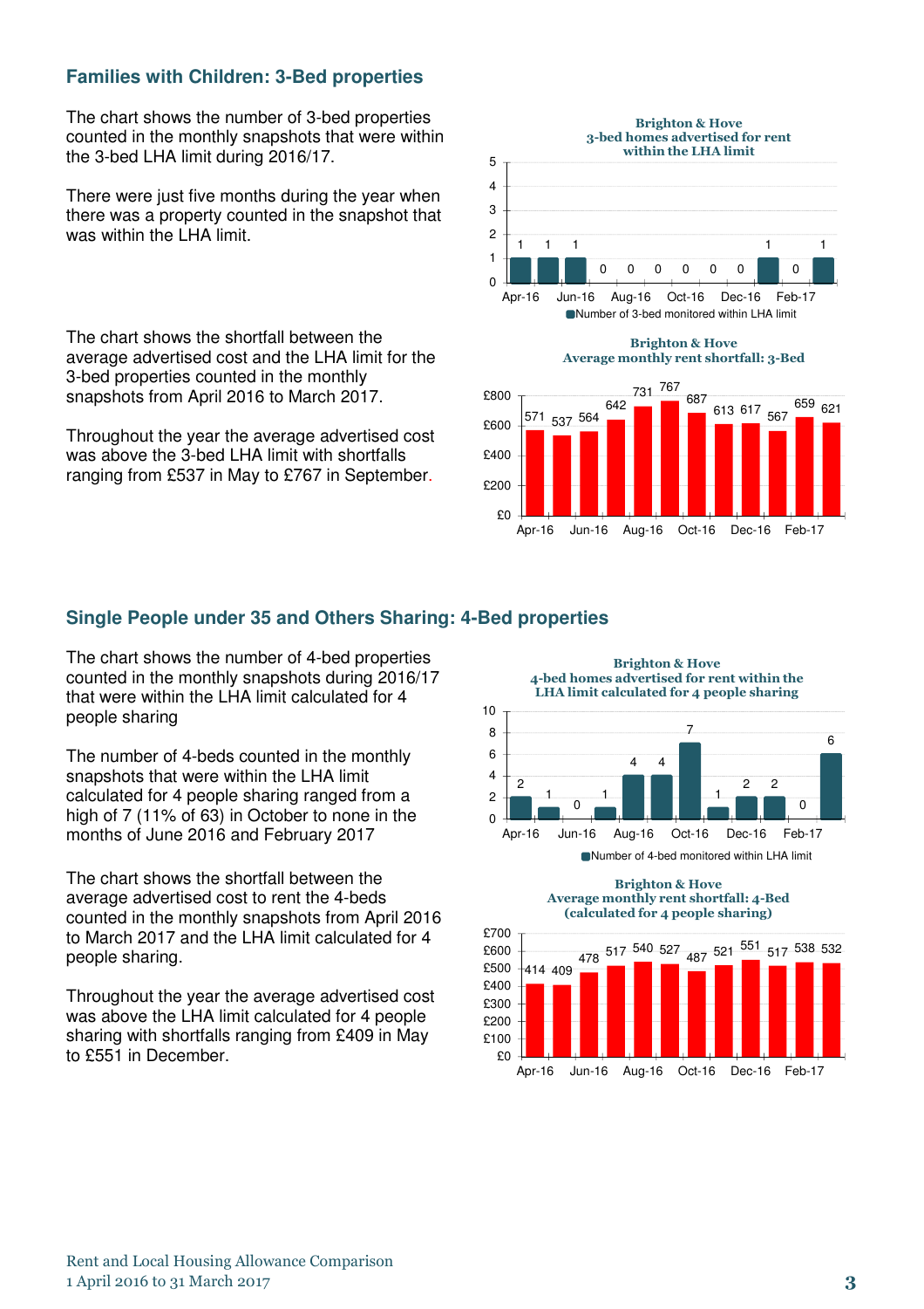## Families with Children: 3-Bed properties

The chart shows the number of 3-bed properties counted in the monthly snapshots that were within the 3-bed LHA limit during 2016/17.

There were just five months during the year when there was a property counted in the snapshot that was within the LHA limit.

**Brighton & Hove**
**3-bed homes advertised for rent within the LHA limit**

| Month | Number of 3-bed monitored within LHA limit |
|---|---|
| Apr-16 | 1 |
| May-16 | 1 |
| Jun-16 | 1 |
| Jul-16 | 0 |
| Aug-16 | 0 |
| Sep-16 | 0 |
| Oct-16 | 0 |
| Nov-16 | 0 |
| Dec-16 | 0 |
| Jan-17 | 1 |
| Feb-17 | 0 |
| Mar-17 | 1 |

The chart shows the shortfall between the average advertised cost and the LHA limit for the 3-bed properties counted in the monthly snapshots from April 2016 to March 2017.

Throughout the year the average advertised cost was above the 3-bed LHA limit with shortfalls ranging from £537 in May to £767 in September.

**Brighton & Hove**
**Average monthly rent shortfall: 3-Bed**

| Month | Shortfall (£) |
|---|---|
| Apr-16 | 571 |
| May-16 | 537 |
| Jun-16 | 564 |
| Jul-16 | 642 |
| Aug-16 | 731 |
| Sep-16 | 767 |
| Oct-16 | 687 |
| Nov-16 | 613 |
| Dec-16 | 617 |
| Jan-17 | 567 |
| Feb-17 | 659 |
| Mar-17 | 621 |

## Single People under 35 and Others Sharing: 4-Bed properties

The chart shows the number of 4-bed properties counted in the monthly snapshots during 2016/17 that were within the LHA limit calculated for 4 people sharing

The number of 4-beds counted in the monthly snapshots that were within the LHA limit calculated for 4 people sharing ranged from a high of 7 (11% of 63) in October to none in the months of June 2016 and February 2017

**Brighton & Hove**
**4-bed homes advertised for rent within the LHA limit calculated for 4 people sharing**

| Month | Number of 4-bed monitored within LHA limit |
|---|---|
| Apr-16 | 2 |
| May-16 | 1 |
| Jun-16 | 0 |
| Jul-16 | 1 |
| Aug-16 | 4 |
| Sep-16 | 4 |
| Oct-16 | 7 |
| Nov-16 | 1 |
| Dec-16 | 2 |
| Jan-17 | 2 |
| Feb-17 | 0 |
| Mar-17 | 6 |

The chart shows the shortfall between the average advertised cost to rent the 4-beds counted in the monthly snapshots from April 2016 to March 2017 and the LHA limit calculated for 4 people sharing.

Throughout the year the average advertised cost was above the LHA limit calculated for 4 people sharing with shortfalls ranging from £409 in May to £551 in December.

**Brighton & Hove**
**Average monthly rent shortfall: 4-Bed (calculated for 4 people sharing)**

| Month | Shortfall (£) |
|---|---|
| Apr-16 | 414 |
| May-16 | 409 |
| Jun-16 | 478 |
| Jul-16 | 517 |
| Aug-16 | 540 |
| Sep-16 | 527 |
| Oct-16 | 487 |
| Nov-16 | 521 |
| Dec-16 | 551 |
| Jan-17 | 517 |
| Feb-17 | 538 |
| Mar-17 | 532 |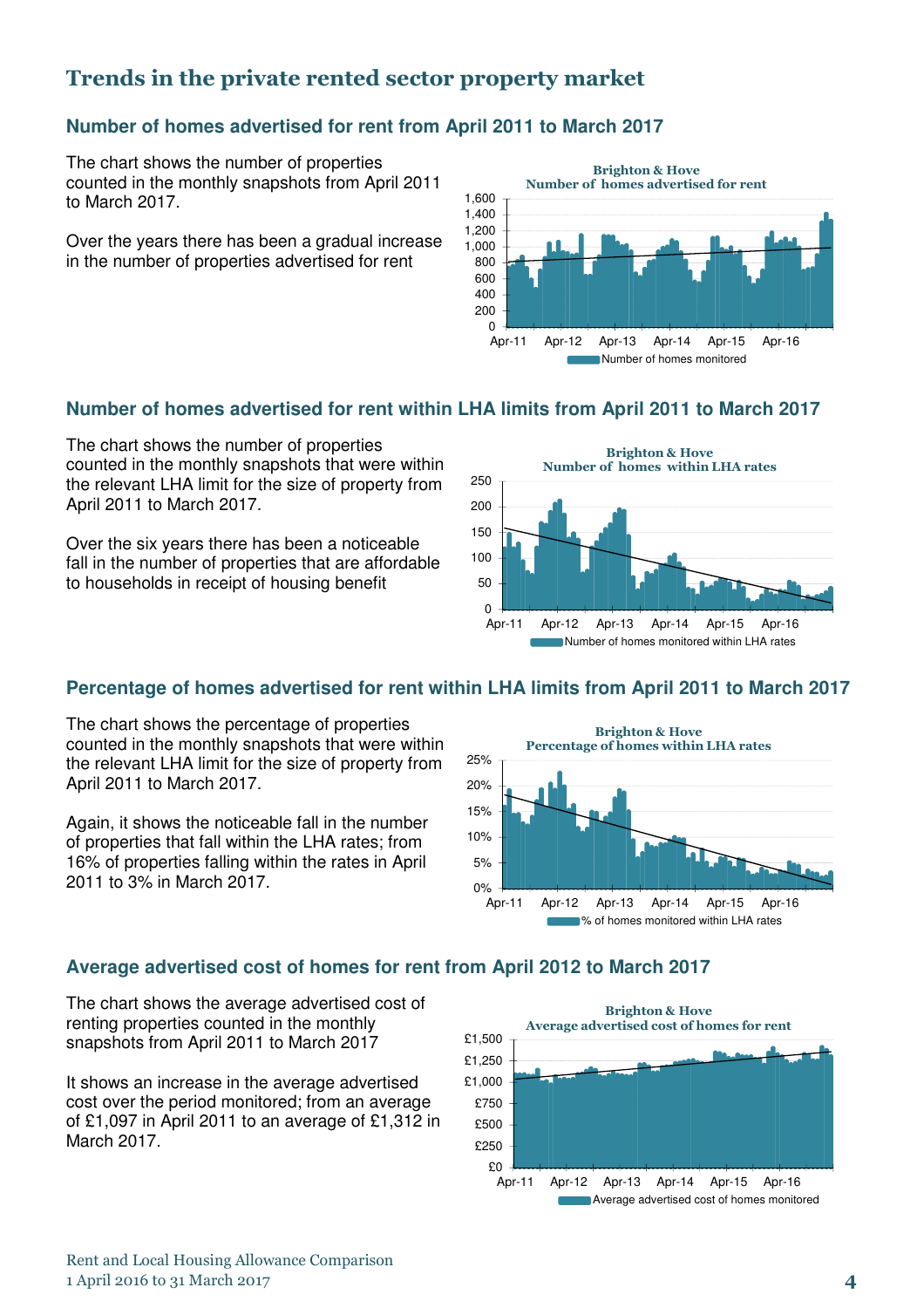## Trends in the private rented sector property market

### Number of homes advertised for rent from April 2011 to March 2017

The chart shows the number of properties counted in the monthly snapshots from April 2011 to March 2017.

Over the years there has been a gradual increase in the number of properties advertised for rent

Brighton & Hove
Number of homes advertised for rent

Number of homes monitored

### Number of homes advertised for rent within LHA limits from April 2011 to March 2017

The chart shows the number of properties counted in the monthly snapshots that were within the relevant LHA limit for the size of property from April 2011 to March 2017.

Over the six years there has been a noticeable fall in the number of properties that are affordable to households in receipt of housing benefit

Brighton & Hove
Number of homes within LHA rates

Number of homes monitored within LHA rates

### Percentage of homes advertised for rent within LHA limits from April 2011 to March 2017

The chart shows the percentage of properties counted in the monthly snapshots that were within the relevant LHA limit for the size of property from April 2011 to March 2017.

Again, it shows the noticeable fall in the number of properties that fall within the LHA rates; from 16% of properties falling within the rates in April 2011 to 3% in March 2017.

Brighton & Hove
Percentage of homes within LHA rates

% of homes monitored within LHA rates

### Average advertised cost of homes for rent from April 2012 to March 2017

The chart shows the average advertised cost of renting properties counted in the monthly snapshots from April 2011 to March 2017

It shows an increase in the average advertised cost over the period monitored; from an average of £1,097 in April 2011 to an average of £1,312 in March 2017.

Brighton & Hove
Average advertised cost of homes for rent

Average advertised cost of homes monitored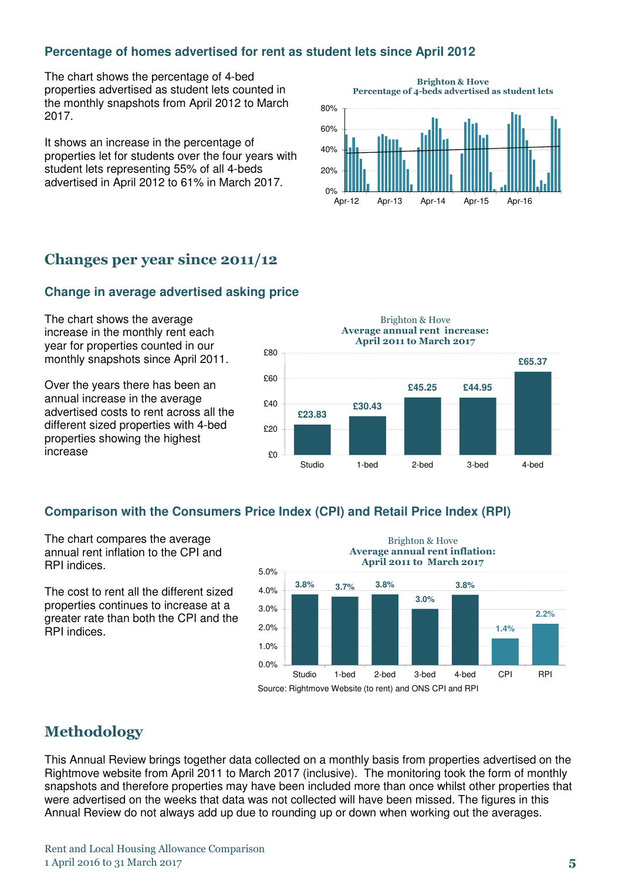### Percentage of homes advertised for rent as student lets since April 2012

The chart shows the percentage of 4-bed properties advertised as student lets counted in the monthly snapshots from April 2012 to March 2017.

It shows an increase in the percentage of properties let for students over the four years with student lets representing 55% of all 4-beds advertised in April 2012 to 61% in March 2017.

**Brighton & Hove**
**Percentage of 4-beds advertised as student lets**

## Changes per year since 2011/12

### Change in average advertised asking price

The chart shows the average increase in the monthly rent each year for properties counted in our monthly snapshots since April 2011.

Over the years there has been an annual increase in the average advertised costs to rent across all the different sized properties with 4-bed properties showing the highest increase

Brighton & Hove
**Average annual rent increase: April 2011 to March 2017**

| | Studio | 1-bed | 2-bed | 3-bed | 4-bed |
|---|---|---|---|---|---|
| Average annual rent increase | £23.83 | £30.43 | £45.25 | £44.95 | £65.37 |

### Comparison with the Consumers Price Index (CPI) and Retail Price Index (RPI)

The chart compares the average annual rent inflation to the CPI and RPI indices.

The cost to rent all the different sized properties continues to increase at a greater rate than both the CPI and the RPI indices.

Brighton & Hove
**Average annual rent inflation: April 2011 to March 2017**

| | Studio | 1-bed | 2-bed | 3-bed | 4-bed | CPI | RPI |
|---|---|---|---|---|---|---|---|
| Average annual rent inflation | 3.8% | 3.7% | 3.8% | 3.0% | 3.8% | 1.4% | 2.2% |

Source: Rightmove Website (to rent) and ONS CPI and RPI

## Methodology

This Annual Review brings together data collected on a monthly basis from properties advertised on the Rightmove website from April 2011 to March 2017 (inclusive). The monitoring took the form of monthly snapshots and therefore properties may have been included more than once whilst other properties that were advertised on the weeks that data was not collected will have been missed. The figures in this Annual Review do not always add up due to rounding up or down when working out the averages.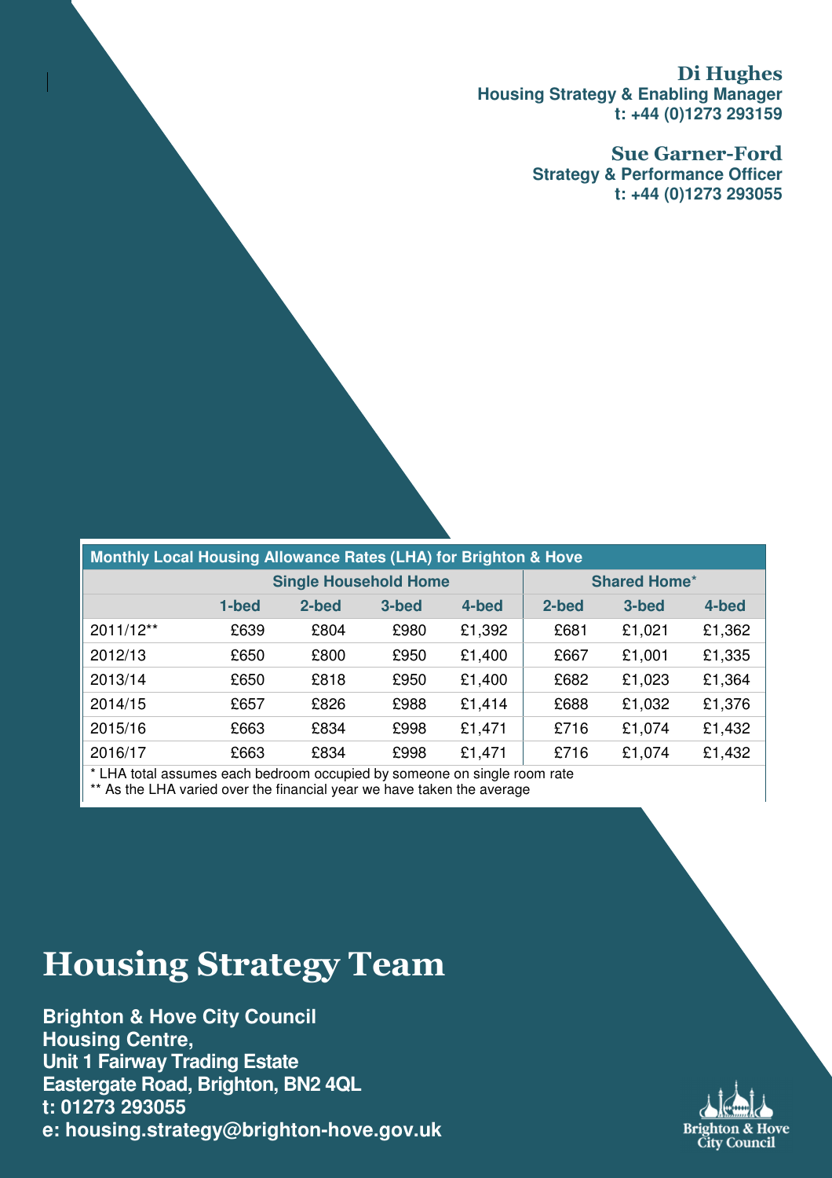**Di Hughes**
**Housing Strategy & Enabling Manager**
**t: +44 (0)1273 293159**

**Sue Garner-Ford**
**Strategy & Performance Officer**
**t: +44 (0)1273 293055**

| Monthly Local Housing Allowance Rates (LHA) for Brighton & Hove | | | | | | | |
|---|---|---|---|---|---|---|---|
| | Single Household Home | | | | Shared Home* | | |
| | 1-bed | 2-bed | 3-bed | 4-bed | 2-bed | 3-bed | 4-bed |
| 2011/12** | £639 | £804 | £980 | £1,392 | £681 | £1,021 | £1,362 |
| 2012/13 | £650 | £800 | £950 | £1,400 | £667 | £1,001 | £1,335 |
| 2013/14 | £650 | £818 | £950 | £1,400 | £682 | £1,023 | £1,364 |
| 2014/15 | £657 | £826 | £988 | £1,414 | £688 | £1,032 | £1,376 |
| 2015/16 | £663 | £834 | £998 | £1,471 | £716 | £1,074 | £1,432 |
| 2016/17 | £663 | £834 | £998 | £1,471 | £716 | £1,074 | £1,432 |

* LHA total assumes each bedroom occupied by someone on single room rate
** As the LHA varied over the financial year we have taken the average

# Housing Strategy Team

**Brighton & Hove City Council**
**Housing Centre,**
**Unit 1 Fairway Trading Estate**
**Eastergate Road, Brighton, BN2 4QL**
**t: 01273 293055**
**e: housing.strategy@brighton-hove.gov.uk**

Brighton & Hove City Council